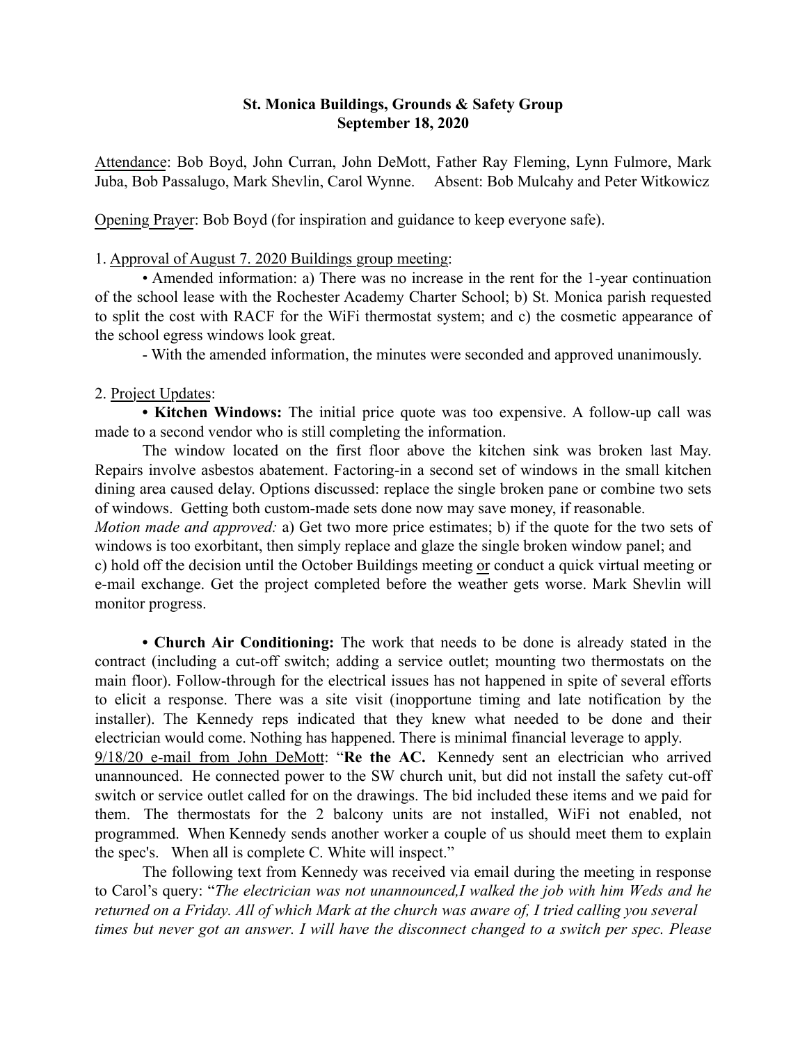**St. Monica Buildings, Grounds & Safety Group**
**September 18, 2020**

Attendance: Bob Boyd, John Curran, John DeMott, Father Ray Fleming, Lynn Fulmore, Mark Juba, Bob Passalugo, Mark Shevlin, Carol Wynne. Absent: Bob Mulcahy and Peter Witkowicz

Opening Prayer: Bob Boyd (for inspiration and guidance to keep everyone safe).

1. Approval of August 7. 2020 Buildings group meeting:

• Amended information: a) There was no increase in the rent for the 1-year continuation of the school lease with the Rochester Academy Charter School; b) St. Monica parish requested to split the cost with RACF for the WiFi thermostat system; and c) the cosmetic appearance of the school egress windows look great.

- With the amended information, the minutes were seconded and approved unanimously.

2. Project Updates:

**• Kitchen Windows:** The initial price quote was too expensive. A follow-up call was made to a second vendor who is still completing the information.

The window located on the first floor above the kitchen sink was broken last May. Repairs involve asbestos abatement. Factoring-in a second set of windows in the small kitchen dining area caused delay. Options discussed: replace the single broken pane or combine two sets of windows. Getting both custom-made sets done now may save money, if reasonable.

*Motion made and approved:* a) Get two more price estimates; b) if the quote for the two sets of windows is too exorbitant, then simply replace and glaze the single broken window panel; and c) hold off the decision until the October Buildings meeting or conduct a quick virtual meeting or e-mail exchange. Get the project completed before the weather gets worse. Mark Shevlin will monitor progress.

**• Church Air Conditioning:** The work that needs to be done is already stated in the contract (including a cut-off switch; adding a service outlet; mounting two thermostats on the main floor). Follow-through for the electrical issues has not happened in spite of several efforts to elicit a response. There was a site visit (inopportune timing and late notification by the installer). The Kennedy reps indicated that they knew what needed to be done and their electrician would come. Nothing has happened. There is minimal financial leverage to apply.

9/18/20 e-mail from John DeMott: "**Re the AC.** Kennedy sent an electrician who arrived unannounced. He connected power to the SW church unit, but did not install the safety cut-off switch or service outlet called for on the drawings. The bid included these items and we paid for them. The thermostats for the 2 balcony units are not installed, WiFi not enabled, not programmed. When Kennedy sends another worker a couple of us should meet them to explain the spec's. When all is complete C. White will inspect."

The following text from Kennedy was received via email during the meeting in response to Carol's query: "*The electrician was not unannounced,I walked the job with him Weds and he returned on a Friday. All of which Mark at the church was aware of, I tried calling you several times but never got an answer. I will have the disconnect changed to a switch per spec. Please*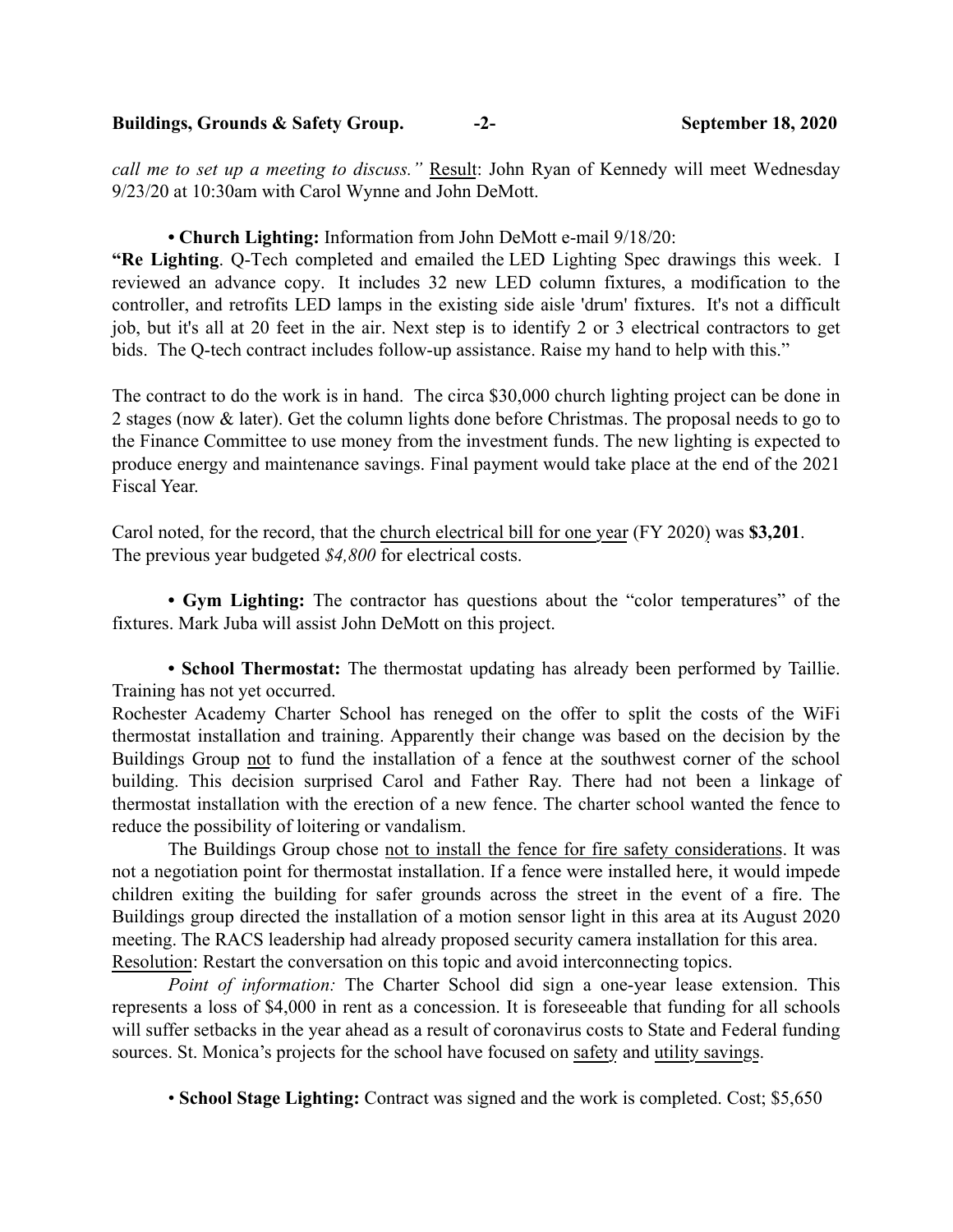*call me to set up a meeting to discuss."* Result: John Ryan of Kennedy will meet Wednesday 9/23/20 at 10:30am with Carol Wynne and John DeMott.

• **Church Lighting:** Information from John DeMott e-mail 9/18/20:

**"Re Lighting**. Q-Tech completed and emailed the LED Lighting Spec drawings this week. I reviewed an advance copy. It includes 32 new LED column fixtures, a modification to the controller, and retrofits LED lamps in the existing side aisle 'drum' fixtures. It's not a difficult job, but it's all at 20 feet in the air. Next step is to identify 2 or 3 electrical contractors to get bids. The Q-tech contract includes follow-up assistance. Raise my hand to help with this."

The contract to do the work is in hand. The circa $30,000 church lighting project can be done in 2 stages (now & later). Get the column lights done before Christmas. The proposal needs to go to the Finance Committee to use money from the investment funds. The new lighting is expected to produce energy and maintenance savings. Final payment would take place at the end of the 2021 Fiscal Year.

Carol noted, for the record, that the church electrical bill for one year (FY 2020) was **$3,201**. The previous year budgeted *$4,800* for electrical costs.

• **Gym Lighting:** The contractor has questions about the "color temperatures" of the fixtures. Mark Juba will assist John DeMott on this project.

• **School Thermostat:** The thermostat updating has already been performed by Taillie. Training has not yet occurred.

Rochester Academy Charter School has reneged on the offer to split the costs of the WiFi thermostat installation and training. Apparently their change was based on the decision by the Buildings Group not to fund the installation of a fence at the southwest corner of the school building. This decision surprised Carol and Father Ray. There had not been a linkage of thermostat installation with the erection of a new fence. The charter school wanted the fence to reduce the possibility of loitering or vandalism.

The Buildings Group chose not to install the fence for fire safety considerations. It was not a negotiation point for thermostat installation. If a fence were installed here, it would impede children exiting the building for safer grounds across the street in the event of a fire. The Buildings group directed the installation of a motion sensor light in this area at its August 2020 meeting. The RACS leadership had already proposed security camera installation for this area.

Resolution: Restart the conversation on this topic and avoid interconnecting topics.

*Point of information:* The Charter School did sign a one-year lease extension. This represents a loss of $4,000 in rent as a concession. It is foreseeable that funding for all schools will suffer setbacks in the year ahead as a result of coronavirus costs to State and Federal funding sources. St. Monica's projects for the school have focused on safety and utility savings.

• **School Stage Lighting:** Contract was signed and the work is completed. Cost; $5,650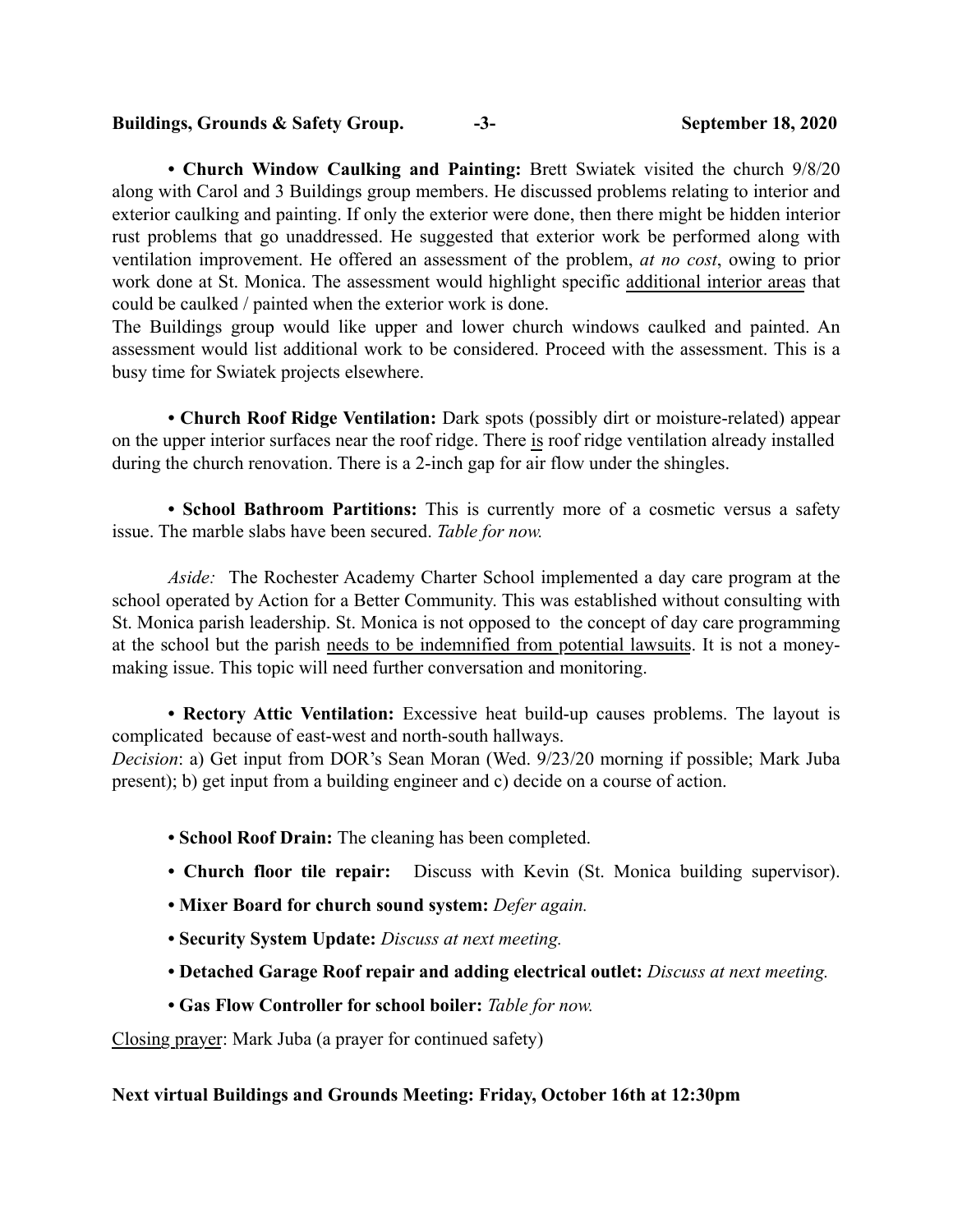**• Church Window Caulking and Painting:** Brett Swiatek visited the church 9/8/20 along with Carol and 3 Buildings group members. He discussed problems relating to interior and exterior caulking and painting. If only the exterior were done, then there might be hidden interior rust problems that go unaddressed. He suggested that exterior work be performed along with ventilation improvement. He offered an assessment of the problem, *at no cost*, owing to prior work done at St. Monica. The assessment would highlight specific <u>additional interior areas</u> that could be caulked / painted when the exterior work is done.

The Buildings group would like upper and lower church windows caulked and painted. An assessment would list additional work to be considered. Proceed with the assessment. This is a busy time for Swiatek projects elsewhere.

**• Church Roof Ridge Ventilation:** Dark spots (possibly dirt or moisture-related) appear on the upper interior surfaces near the roof ridge. There <u>is</u> roof ridge ventilation already installed during the church renovation. There is a 2-inch gap for air flow under the shingles.

**• School Bathroom Partitions:** This is currently more of a cosmetic versus a safety issue. The marble slabs have been secured. *Table for now.*

*Aside:* The Rochester Academy Charter School implemented a day care program at the school operated by Action for a Better Community. This was established without consulting with St. Monica parish leadership. St. Monica is not opposed to the concept of day care programming at the school but the parish <u>needs to be indemnified from potential lawsuits</u>. It is not a money-making issue. This topic will need further conversation and monitoring.

**• Rectory Attic Ventilation:** Excessive heat build-up causes problems. The layout is complicated because of east-west and north-south hallways.

*Decision*: a) Get input from DOR's Sean Moran (Wed. 9/23/20 morning if possible; Mark Juba present); b) get input from a building engineer and c) decide on a course of action.

- **School Roof Drain:** The cleaning has been completed.
- **Church floor tile repair:** Discuss with Kevin (St. Monica building supervisor).
- **Mixer Board for church sound system:** *Defer again.*
- **Security System Update:** *Discuss at next meeting.*
- **Detached Garage Roof repair and adding electrical outlet:** *Discuss at next meeting.*
- **Gas Flow Controller for school boiler:** *Table for now.*

<u>Closing prayer</u>: Mark Juba (a prayer for continued safety)

**Next virtual Buildings and Grounds Meeting: Friday, October 16th at 12:30pm**